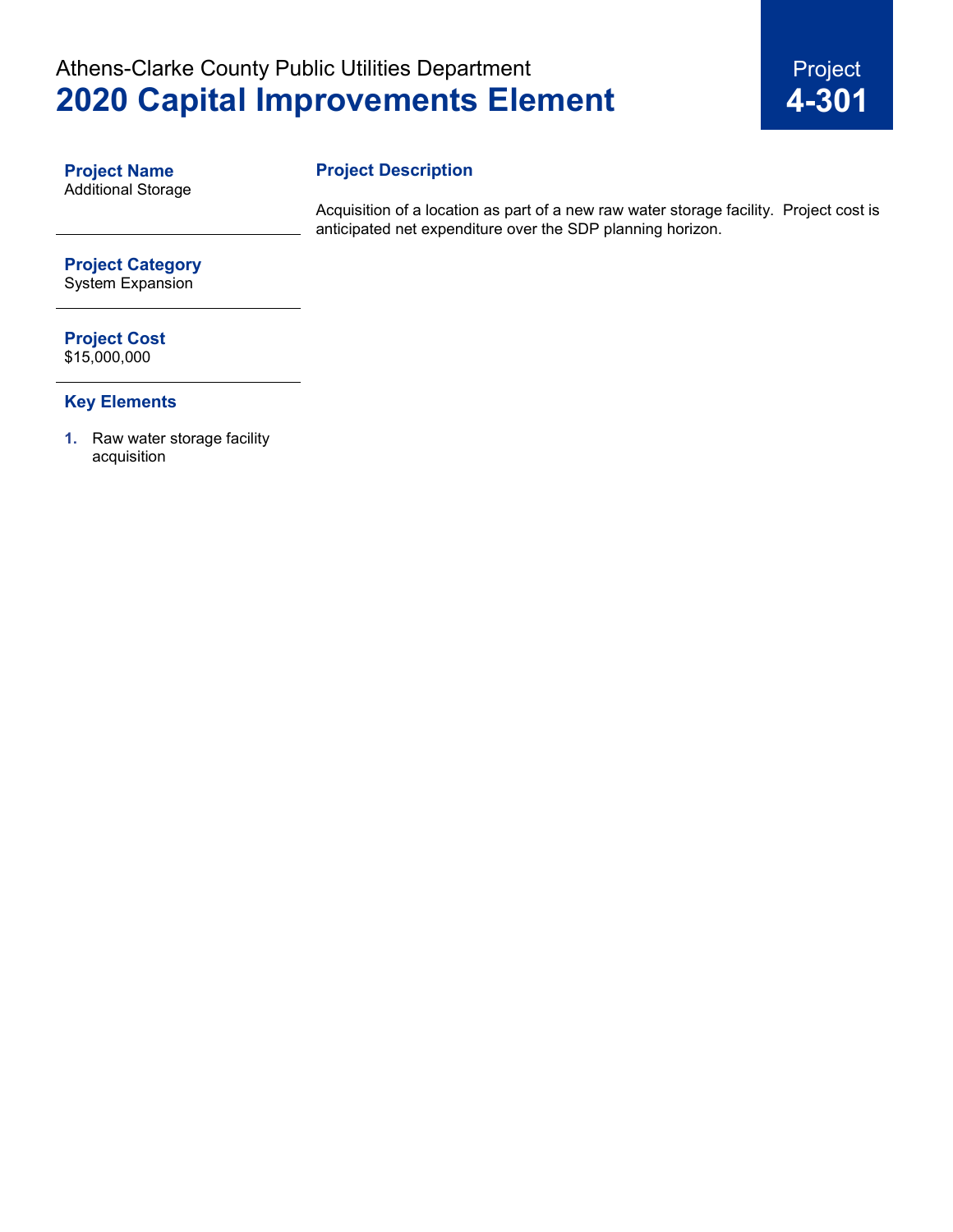Athens-Clarke County Public Utilities Department

# 2020 Capital Improvements Element

Project **4-301**

**Project Name**
Additional Storage

**Project Category**
System Expansion

**Project Cost**
$15,000,000

**Key Elements**

1. Raw water storage facility acquisition

## Project Description

Acquisition of a location as part of a new raw water storage facility. Project cost is anticipated net expenditure over the SDP planning horizon.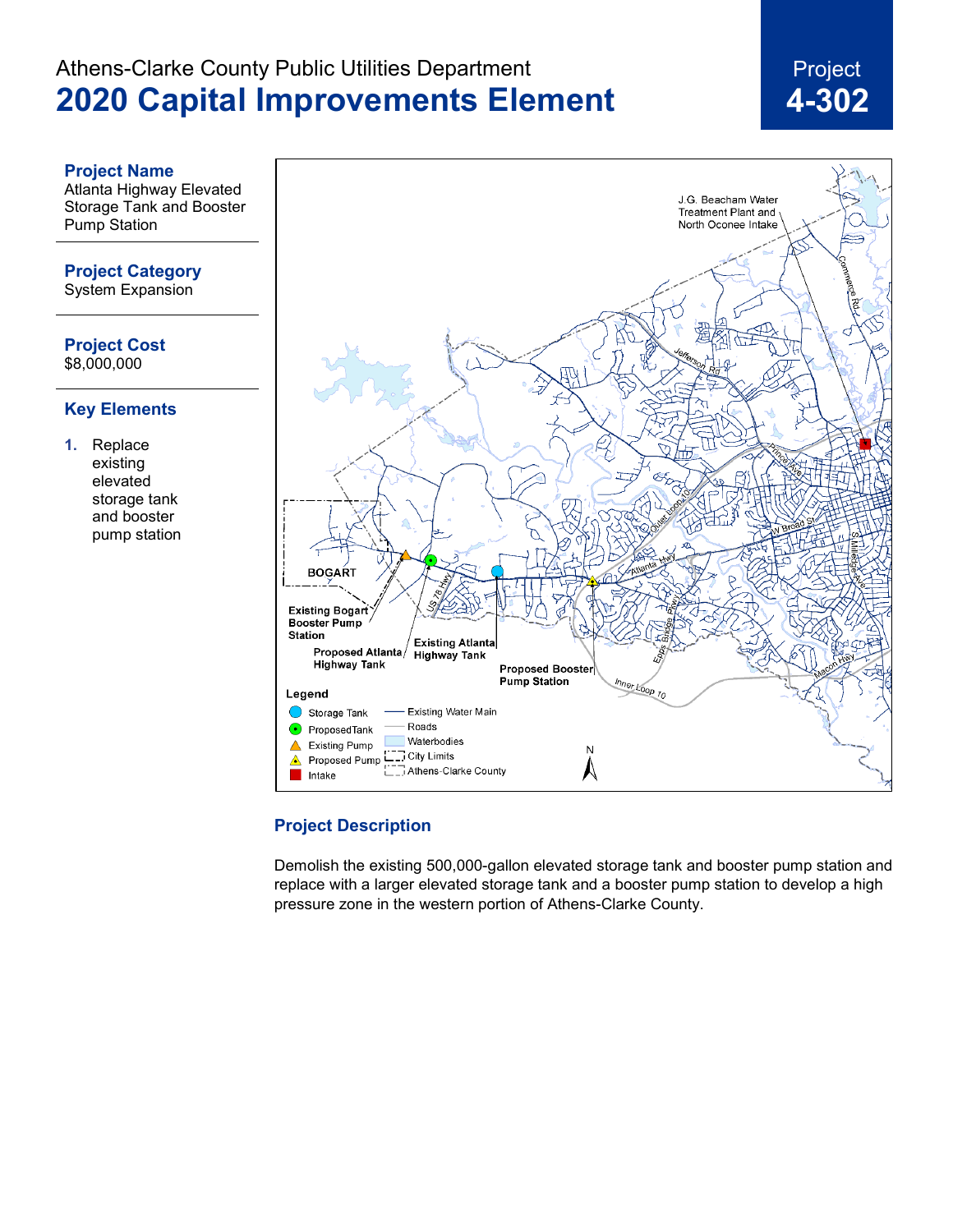Athens-Clarke County Public Utilities Department

# 2020 Capital Improvements Element

**Project**
**4-302**

### Project Name

Atlanta Highway Elevated Storage Tank and Booster Pump Station

### Project Category

System Expansion

### Project Cost

$8,000,000

### Key Elements

1. Replace existing elevated storage tank and booster pump station

### Project Description

Demolish the existing 500,000-gallon elevated storage tank and booster pump station and replace with a larger elevated storage tank and a booster pump station to develop a high pressure zone in the western portion of Athens-Clarke County.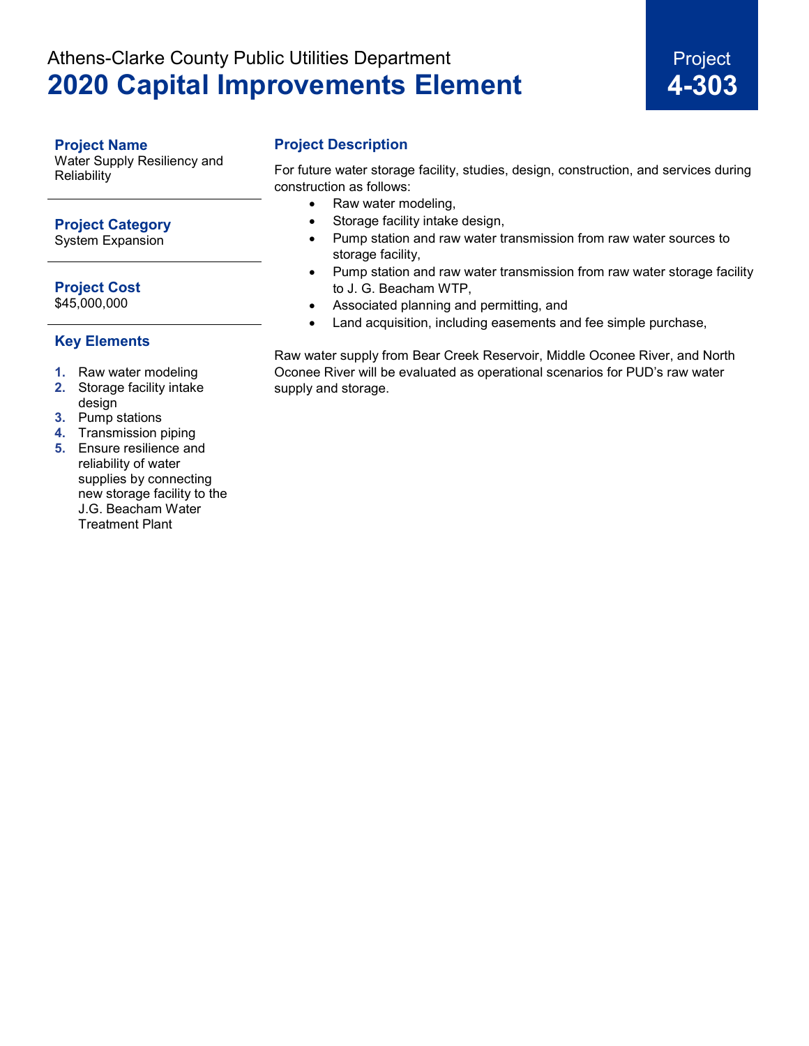Athens-Clarke County Public Utilities Department

# 2020 Capital Improvements Element

Project

**4-303**

### Project Name

Water Supply Resiliency and Reliability

### Project Category

System Expansion

### Project Cost

$45,000,000

### Key Elements

1. Raw water modeling
2. Storage facility intake design
3. Pump stations
4. Transmission piping
5. Ensure resilience and reliability of water supplies by connecting new storage facility to the J.G. Beacham Water Treatment Plant

### Project Description

For future water storage facility, studies, design, construction, and services during construction as follows:

- Raw water modeling,
- Storage facility intake design,
- Pump station and raw water transmission from raw water sources to storage facility,
- Pump station and raw water transmission from raw water storage facility to J. G. Beacham WTP,
- Associated planning and permitting, and
- Land acquisition, including easements and fee simple purchase,

Raw water supply from Bear Creek Reservoir, Middle Oconee River, and North Oconee River will be evaluated as operational scenarios for PUD's raw water supply and storage.